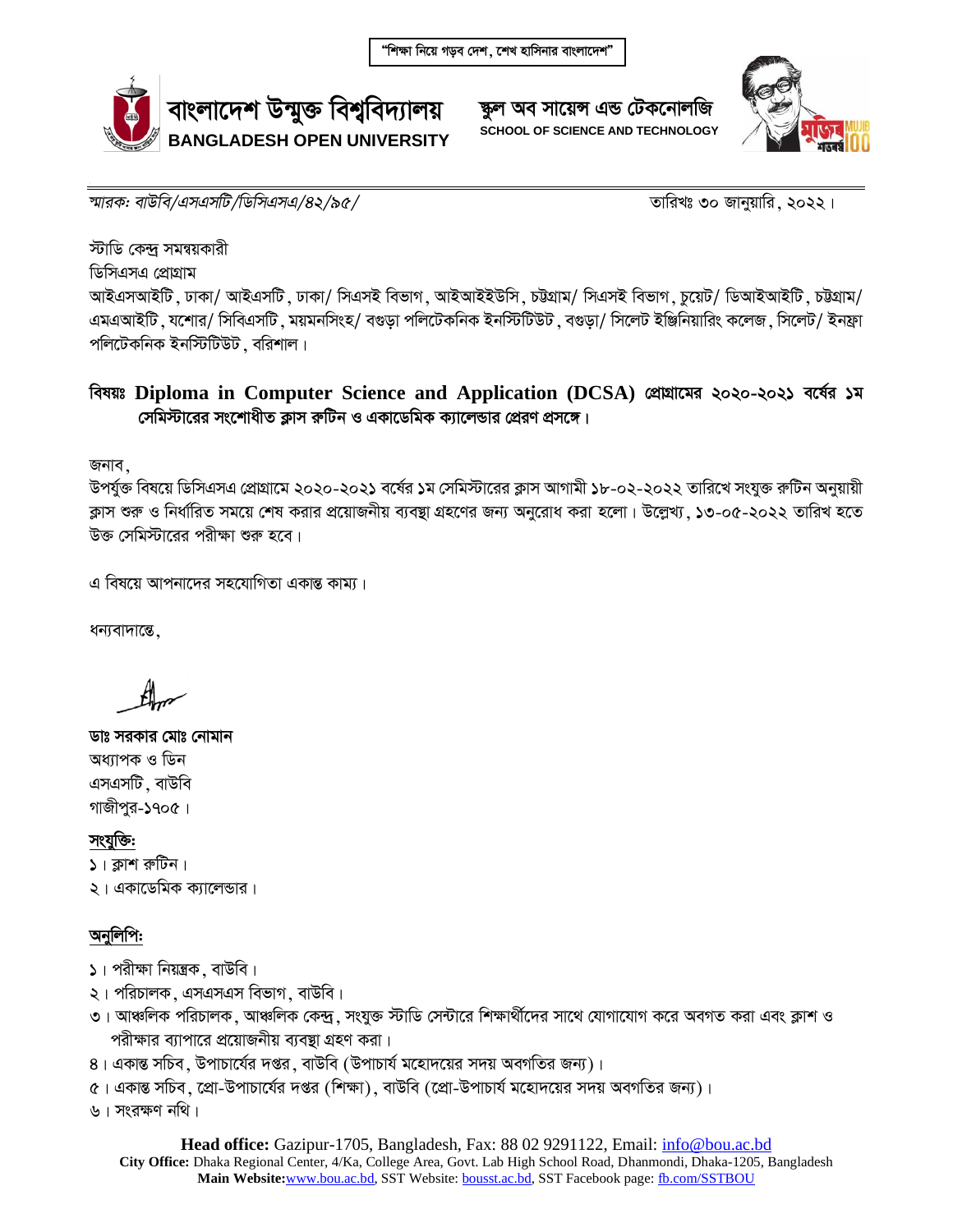"শিক্ষা নিয়ে গড়ব দেশ, শেখ হাসিনার বাংলাদেশ"

# বাংলাদেশ উন্মুক্ত বিশ্ববিদ্যালয়
**BANGLADESH OPEN UNIVERSITY**

**স্কুল অব সায়েন্স এন্ড টেকনোলজি**
**SCHOOL OF SCIENCE AND TECHNOLOGY**

*স্মারক: বাউবি/এসএসটি/ডিসিএসএ/৪২/৯৫/* তারিখঃ ৩০ জানুয়ারি, ২০২২।

স্টাডি কেন্দ্র সমন্বয়কারী
ডিসিএসএ প্রোগ্রাম
আইএসআইটি, ঢাকা/ আইএসটি, ঢাকা/ সিএসই বিভাগ, আইআইইউসি, চট্টগ্রাম/ সিএসই বিভাগ, চুয়েট/ ডিআইআইটি, চট্টগ্রাম/ এমএআইটি, যশোর/ সিবিএসটি, ময়মনসিংহ/ বগুড়া পলিটেকনিক ইনস্টিটিউট, বগুড়া/ সিলেট ইঞ্জিনিয়ারিং কলেজ, সিলেট/ ইনফ্রা পলিটেকনিক ইনস্টিটিউট, বরিশাল।

**বিষয়ঃ Diploma in Computer Science and Application (DCSA) প্রোগ্রামের ২০২০-২০২১ বর্ষের ১ম সেমিস্টারের সংশোধীত ক্লাস রুটিন ও একাডেমিক ক্যালেন্ডার প্রেরণ প্রসঙ্গে।**

জনাব,
উপর্যুক্ত বিষয়ে ডিসিএসএ প্রোগ্রামে ২০২০-২০২১ বর্ষের ১ম সেমিস্টারের ক্লাস আগামী ১৮-০২-২০২২ তারিখে সংযুক্ত রুটিন অনুয়ায়ী ক্লাস শুরু ও নির্ধারিত সময়ে শেষ করার প্রয়োজনীয় ব্যবস্থা গ্রহণের জন্য অনুরোধ করা হলো। উল্লেখ্য, ১৩-০৫-২০২২ তারিখ হতে উক্ত সেমিস্টারের পরীক্ষা শুরু হবে।

এ বিষয়ে আপনাদের সহযোগিতা একান্ত কাম্য।

ধন্যবাদান্তে,

**ডাঃ সরকার মোঃ নোমান**
অধ্যাপক ও ডিন
এসএসটি, বাউবি
গাজীপুর-১৭০৫।

**সংযুক্তি:**
১। ক্লাশ রুটিন।
২। একাডেমিক ক্যালেন্ডার।

**অনুলিপি:**
১। পরীক্ষা নিয়ন্ত্রক, বাউবি।
২। পরিচালক, এসএসএস বিভাগ, বাউবি।
৩। আঞ্চলিক পরিচালক, আঞ্চলিক কেন্দ্র, সংযুক্ত স্টাডি সেন্টারে শিক্ষার্থীদের সাথে যোগাযোগ করে অবগত করা এবং ক্লাশ ও পরীক্ষার ব্যাপারে প্রয়োজনীয় ব্যবস্থা গ্রহণ করা।
৪। একান্ত সচিব, উপাচার্যের দপ্তর, বাউবি (উপাচার্য মহোদয়ের সদয় অবগতির জন্য)।
৫। একান্ত সচিব, প্রো-উপাচার্যের দপ্তর (শিক্ষা), বাউবি (প্রো-উপাচার্য মহোদয়ের সদয় অবগতির জন্য)।
৬। সংরক্ষণ নথি।

**Head office:** Gazipur-1705, Bangladesh, Fax: 88 02 9291122, Email: info@bou.ac.bd
**City Office:** Dhaka Regional Center, 4/Ka, College Area, Govt. Lab High School Road, Dhanmondi, Dhaka-1205, Bangladesh
**Main Website:** www.bou.ac.bd, SST Website: bousst.ac.bd, SST Facebook page: fb.com/SSTBOU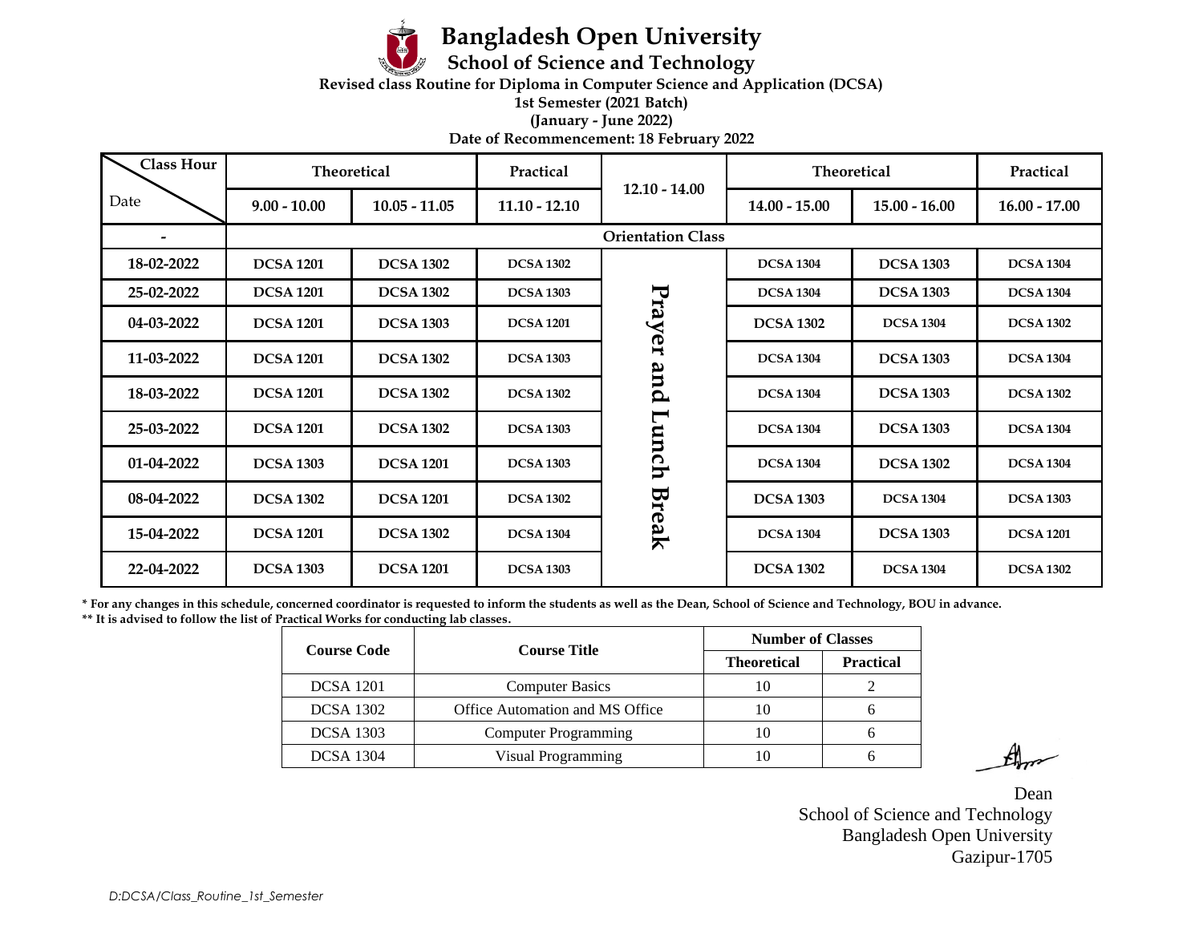# Bangladesh Open University

## School of Science and Technology

**Revised class Routine for Diploma in Computer Science and Application (DCSA)**

**1st Semester (2021 Batch)**

**(January - June 2022)**

**Date of Recommencement: 18 February 2022**

| Class Hour / Date | Theoretical | | Practical | 12.10 - 14.00 | Theoretical | | Practical |
|---|---|---|---|---|---|---|---|
| | 9.00 - 10.00 | 10.05 - 11.05 | 11.10 - 12.10 | | 14.00 - 15.00 | 15.00 - 16.00 | 16.00 - 17.00 |
| - | Orientation Class | | | | | | |
| 18-02-2022 | DCSA 1201 | DCSA 1302 | DCSA 1302 | Prayer and Lunch Break | DCSA 1304 | DCSA 1303 | DCSA 1304 |
| 25-02-2022 | DCSA 1201 | DCSA 1302 | DCSA 1303 | | DCSA 1304 | DCSA 1303 | DCSA 1304 |
| 04-03-2022 | DCSA 1201 | DCSA 1303 | DCSA 1201 | | DCSA 1302 | DCSA 1304 | DCSA 1302 |
| 11-03-2022 | DCSA 1201 | DCSA 1302 | DCSA 1303 | | DCSA 1304 | DCSA 1303 | DCSA 1304 |
| 18-03-2022 | DCSA 1201 | DCSA 1302 | DCSA 1302 | | DCSA 1304 | DCSA 1303 | DCSA 1302 |
| 25-03-2022 | DCSA 1201 | DCSA 1302 | DCSA 1303 | | DCSA 1304 | DCSA 1303 | DCSA 1304 |
| 01-04-2022 | DCSA 1303 | DCSA 1201 | DCSA 1303 | | DCSA 1304 | DCSA 1302 | DCSA 1304 |
| 08-04-2022 | DCSA 1302 | DCSA 1201 | DCSA 1302 | | DCSA 1303 | DCSA 1304 | DCSA 1303 |
| 15-04-2022 | DCSA 1201 | DCSA 1302 | DCSA 1304 | | DCSA 1304 | DCSA 1303 | DCSA 1201 |
| 22-04-2022 | DCSA 1303 | DCSA 1201 | DCSA 1303 | | DCSA 1302 | DCSA 1304 | DCSA 1302 |

**\* For any changes in this schedule, concerned coordinator is requested to inform the students as well as the Dean, School of Science and Technology, BOU in advance.**
**\*\* It is advised to follow the list of Practical Works for conducting lab classes.**

| Course Code | Course Title | Number of Classes | |
|---|---|---|---|
| | | Theoretical | Practical |
| DCSA 1201 | Computer Basics | 10 | 2 |
| DCSA 1302 | Office Automation and MS Office | 10 | 6 |
| DCSA 1303 | Computer Programming | 10 | 6 |
| DCSA 1304 | Visual Programming | 10 | 6 |

Dean
School of Science and Technology
Bangladesh Open University
Gazipur-1705

*D:DCSA/Class_Routine_1st_Semester*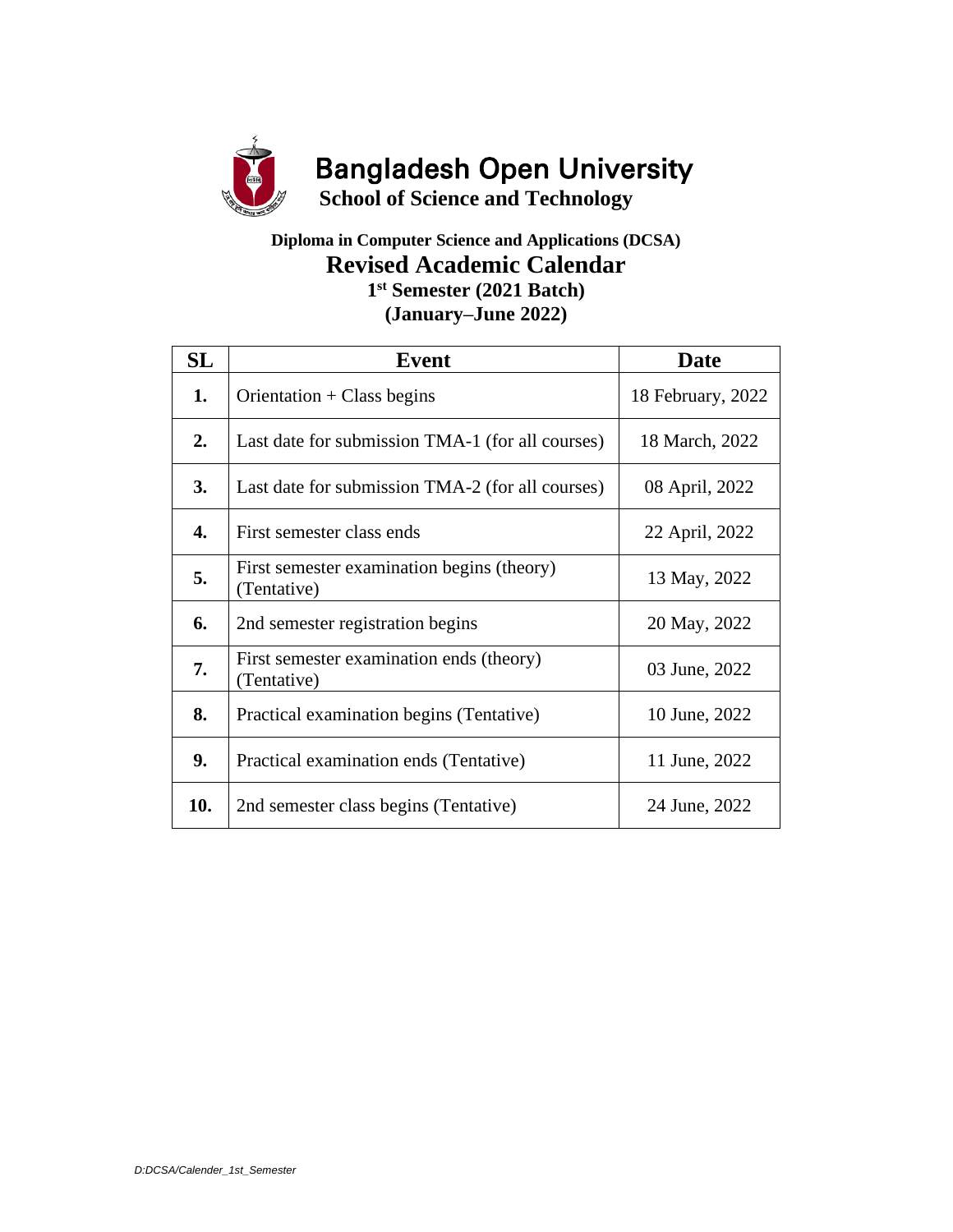# Bangladesh Open University

**School of Science and Technology**

**Diploma in Computer Science and Applications (DCSA)**

## Revised Academic Calendar

**1st Semester (2021 Batch)**

**(January–June 2022)**

| SL | Event | Date |
|---|---|---|
| **1.** | Orientation + Class begins | 18 February, 2022 |
| **2.** | Last date for submission TMA-1 (for all courses) | 18 March, 2022 |
| **3.** | Last date for submission TMA-2 (for all courses) | 08 April, 2022 |
| **4.** | First semester class ends | 22 April, 2022 |
| **5.** | First semester examination begins (theory) (Tentative) | 13 May, 2022 |
| **6.** | 2nd semester registration begins | 20 May, 2022 |
| **7.** | First semester examination ends (theory) (Tentative) | 03 June, 2022 |
| **8.** | Practical examination begins (Tentative) | 10 June, 2022 |
| **9.** | Practical examination ends (Tentative) | 11 June, 2022 |
| **10.** | 2nd semester class begins (Tentative) | 24 June, 2022 |

*D:DCSA/Calender_1st_Semester*